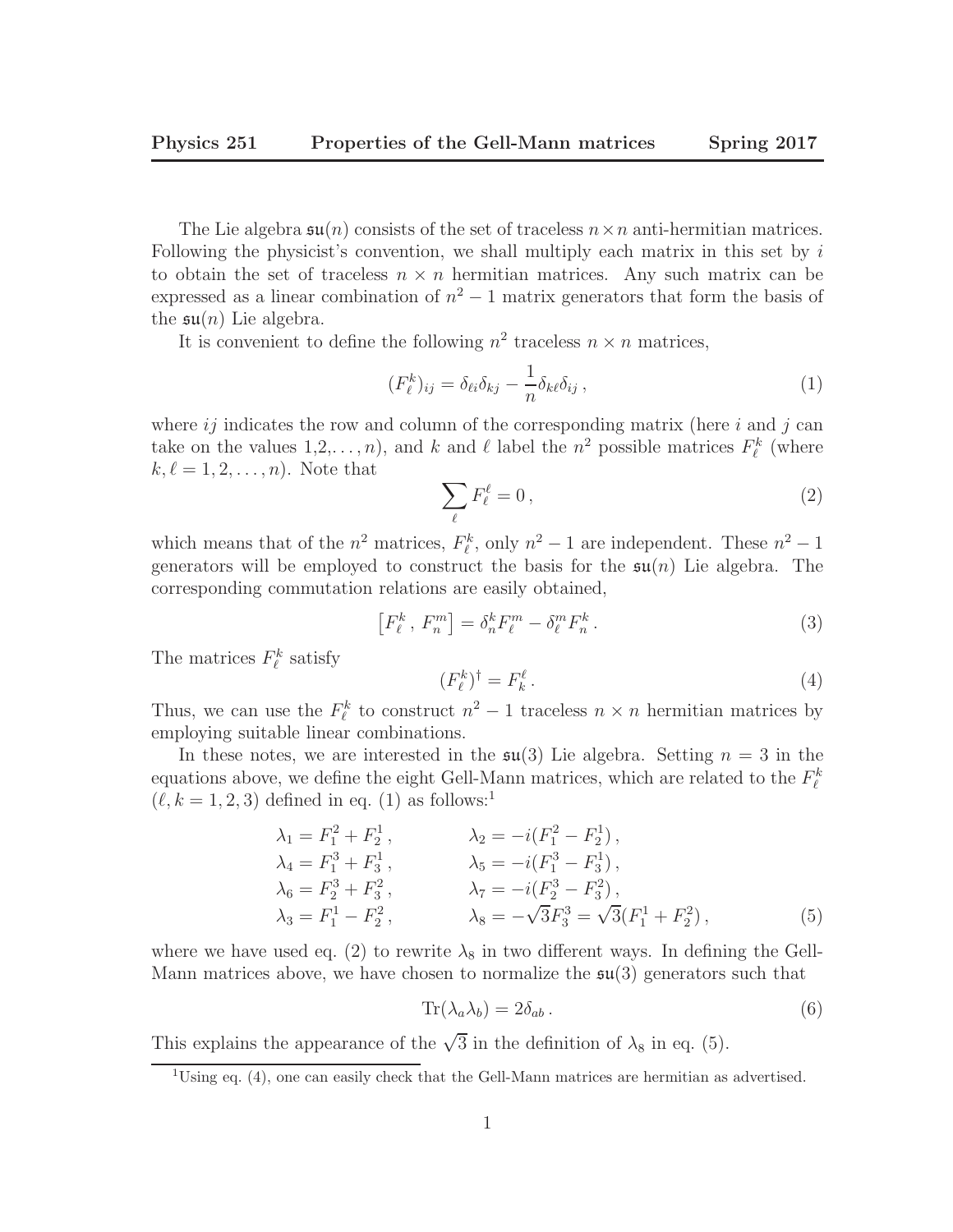The Lie algebra $\mathfrak{su}(n)$ consists of the set of traceless $n \times n$ anti-hermitian matrices. Following the physicist's convention, we shall multiply each matrix in this set by $i$ to obtain the set of traceless $n \times n$ hermitian matrices. Any such matrix can be expressed as a linear combination of $n^2 - 1$ matrix generators that form the basis of the $\mathfrak{su}(n)$ Lie algebra.

It is convenient to define the following $n^2$ traceless $n \times n$ matrices,

$$
(F_\ell^k)_{ij} = \delta_{\ell i}\delta_{kj} - \frac{1}{n}\delta_{k\ell}\delta_{ij}\,, \tag{1}
$$

where $ij$ indicates the row and column of the corresponding matrix (here $i$ and $j$ can take on the values $1,2,\ldots,n$), and $k$ and $\ell$ label the $n^2$ possible matrices $F_\ell^k$ (where $k, \ell = 1, 2, \ldots, n$). Note that

$$
\sum_\ell F_\ell^\ell = 0\,, \tag{2}
$$

which means that of the $n^2$ matrices, $F_\ell^k$, only $n^2 - 1$ are independent. These $n^2 - 1$ generators will be employed to construct the basis for the $\mathfrak{su}(n)$ Lie algebra. The corresponding commutation relations are easily obtained,

$$
\left[F_\ell^k\,,\, F_n^m\right] = \delta_n^k F_\ell^m - \delta_\ell^m F_n^k\,. \tag{3}
$$

The matrices $F_\ell^k$ satisfy

$$
(F_\ell^k)^\dagger = F_k^\ell\,. \tag{4}
$$

Thus, we can use the $F_\ell^k$ to construct $n^2 - 1$ traceless $n \times n$ hermitian matrices by employing suitable linear combinations.

In these notes, we are interested in the $\mathfrak{su}(3)$ Lie algebra. Setting $n = 3$ in the equations above, we define the eight Gell-Mann matrices, which are related to the $F_\ell^k$ $(\ell, k = 1, 2, 3)$ defined in eq. (1) as follows:[1]

$$
\begin{aligned}
\lambda_1 &= F_1^2 + F_2^1\,, & \lambda_2 &= -i(F_1^2 - F_2^1)\,,\\
\lambda_4 &= F_1^3 + F_3^1\,, & \lambda_5 &= -i(F_1^3 - F_3^1)\,,\\
\lambda_6 &= F_2^3 + F_3^2\,, & \lambda_7 &= -i(F_2^3 - F_3^2)\,,\\
\lambda_3 &= F_1^1 - F_2^2\,, & \lambda_8 &= -\sqrt{3}F_3^3 = \sqrt{3}(F_1^1 + F_2^2)\,,
\end{aligned} \tag{5}
$$

where we have used eq. (2) to rewrite $\lambda_8$ in two different ways. In defining the Gell-Mann matrices above, we have chosen to normalize the $\mathfrak{su}(3)$ generators such that

$$
\mathrm{Tr}(\lambda_a \lambda_b) = 2\delta_{ab}\,. \tag{6}
$$

This explains the appearance of the $\sqrt{3}$ in the definition of $\lambda_8$ in eq. (5).

---

[1] Using eq. (4), one can easily check that the Gell-Mann matrices are hermitian as advertised.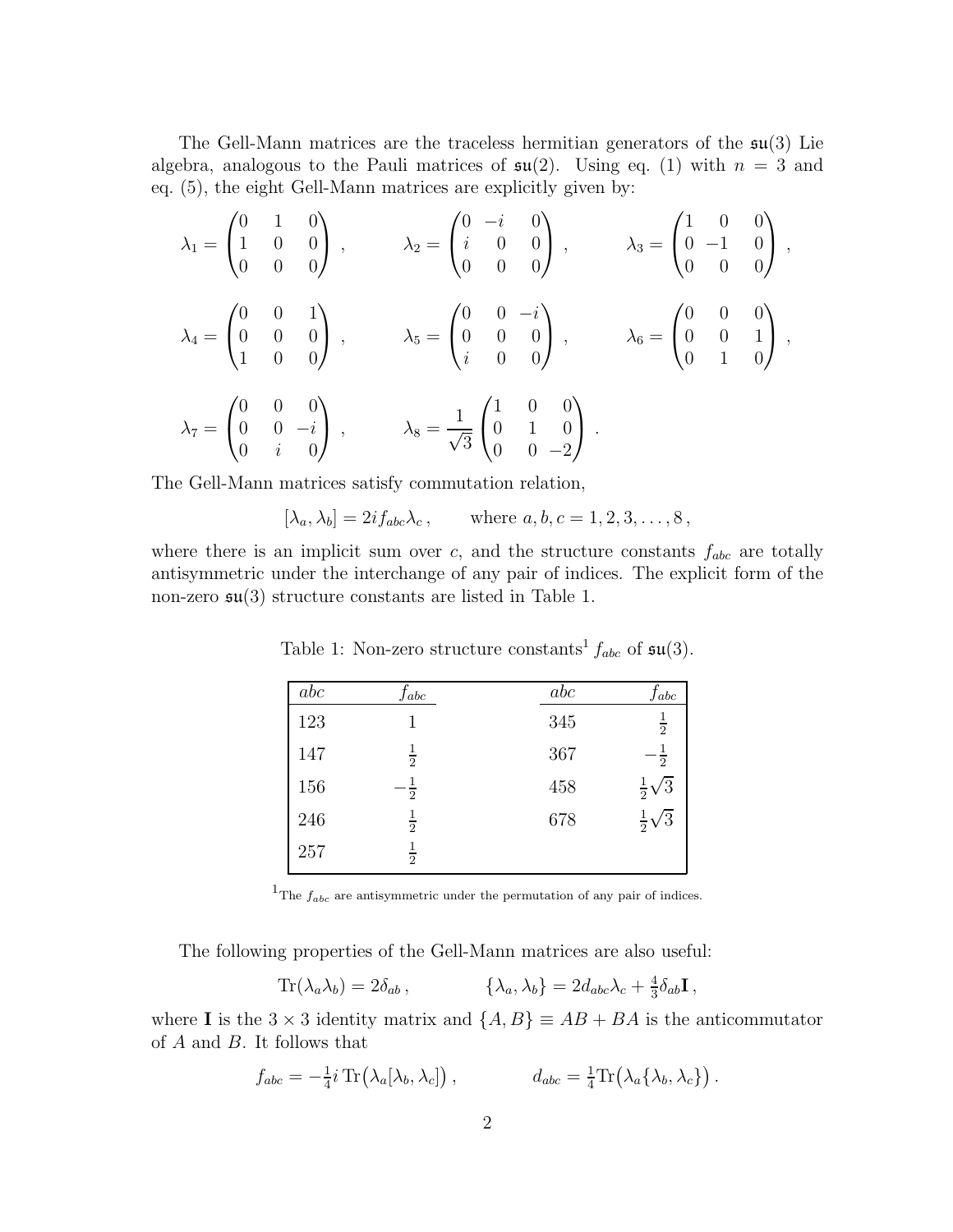The Gell-Mann matrices are the traceless hermitian generators of the $\mathfrak{su}(3)$ Lie algebra, analogous to the Pauli matrices of $\mathfrak{su}(2)$. Using eq. (1) with $n = 3$ and eq. (5), the eight Gell-Mann matrices are explicitly given by:

$$\lambda_1 = \begin{pmatrix} 0 & 1 & 0 \\ 1 & 0 & 0 \\ 0 & 0 & 0 \end{pmatrix}, \qquad \lambda_2 = \begin{pmatrix} 0 & -i & 0 \\ i & 0 & 0 \\ 0 & 0 & 0 \end{pmatrix}, \qquad \lambda_3 = \begin{pmatrix} 1 & 0 & 0 \\ 0 & -1 & 0 \\ 0 & 0 & 0 \end{pmatrix},$$

$$\lambda_4 = \begin{pmatrix} 0 & 0 & 1 \\ 0 & 0 & 0 \\ 1 & 0 & 0 \end{pmatrix}, \qquad \lambda_5 = \begin{pmatrix} 0 & 0 & -i \\ 0 & 0 & 0 \\ i & 0 & 0 \end{pmatrix}, \qquad \lambda_6 = \begin{pmatrix} 0 & 0 & 0 \\ 0 & 0 & 1 \\ 0 & 1 & 0 \end{pmatrix},$$

$$\lambda_7 = \begin{pmatrix} 0 & 0 & 0 \\ 0 & 0 & -i \\ 0 & i & 0 \end{pmatrix}, \qquad \lambda_8 = \frac{1}{\sqrt{3}} \begin{pmatrix} 1 & 0 & 0 \\ 0 & 1 & 0 \\ 0 & 0 & -2 \end{pmatrix}.$$

The Gell-Mann matrices satisfy commutation relation,

$$[\lambda_a, \lambda_b] = 2if_{abc}\lambda_c\,, \qquad \text{where } a, b, c = 1, 2, 3, \ldots, 8\,,$$

where there is an implicit sum over $c$, and the structure constants $f_{abc}$ are totally antisymmetric under the interchange of any pair of indices. The explicit form of the non-zero $\mathfrak{su}(3)$ structure constants are listed in Table 1.

Table 1: Non-zero structure constants[1] $f_{abc}$ of $\mathfrak{su}(3)$.

| $abc$ | $f_{abc}$ | $abc$ | $f_{abc}$ |
|---|---|---|---|
| 123 | $1$ | 345 | $\frac{1}{2}$ |
| 147 | $\frac{1}{2}$ | 367 | $-\frac{1}{2}$ |
| 156 | $-\frac{1}{2}$ | 458 | $\frac{1}{2}\sqrt{3}$ |
| 246 | $\frac{1}{2}$ | 678 | $\frac{1}{2}\sqrt{3}$ |
| 257 | $\frac{1}{2}$ | | |

[1] The $f_{abc}$ are antisymmetric under the permutation of any pair of indices.

The following properties of the Gell-Mann matrices are also useful:

$$\mathrm{Tr}(\lambda_a \lambda_b) = 2\delta_{ab}\,, \qquad \{\lambda_a, \lambda_b\} = 2d_{abc}\lambda_c + \tfrac{4}{3}\delta_{ab}\mathbf{I}\,,$$

where $\mathbf{I}$ is the $3 \times 3$ identity matrix and $\{A, B\} \equiv AB + BA$ is the anticommutator of $A$ and $B$. It follows that

$$f_{abc} = -\tfrac{1}{4}i\,\mathrm{Tr}\big(\lambda_a[\lambda_b, \lambda_c]\big)\,, \qquad d_{abc} = \tfrac{1}{4}\mathrm{Tr}\big(\lambda_a\{\lambda_b, \lambda_c\}\big)\,.$$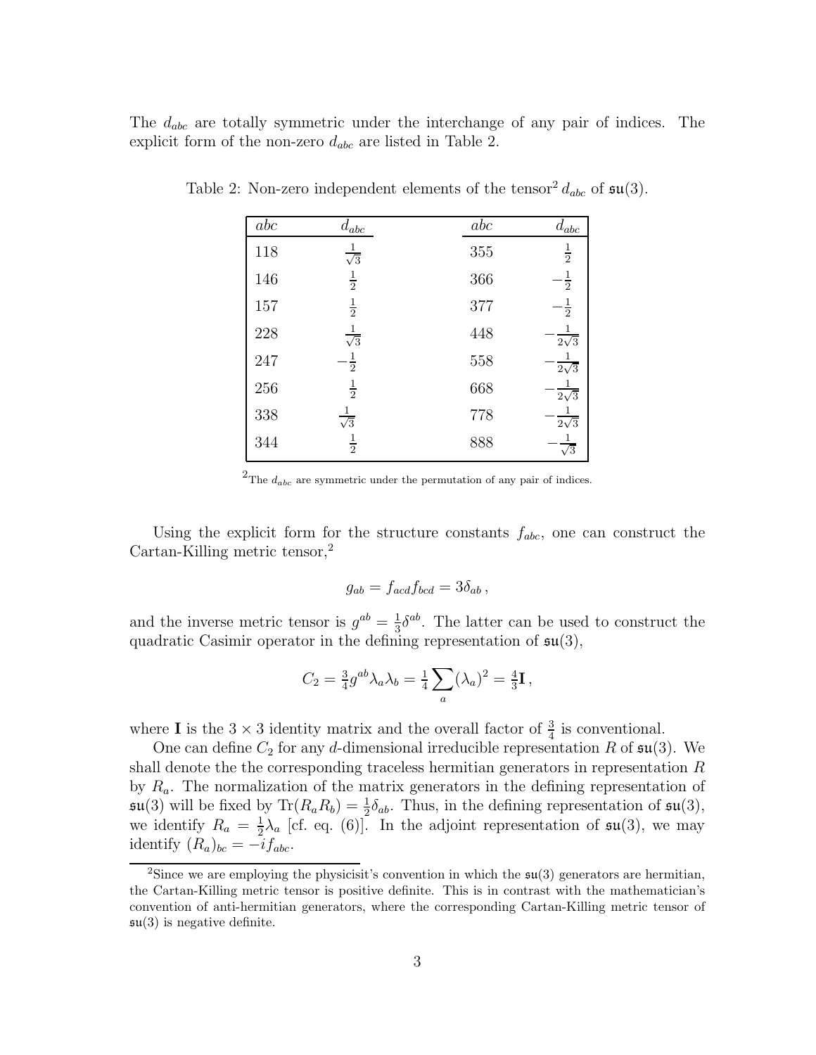The $d_{abc}$ are totally symmetric under the interchange of any pair of indices. The explicit form of the non-zero $d_{abc}$ are listed in Table 2.

Table 2: Non-zero independent elements of the tensor[2] $d_{abc}$ of $\mathfrak{su}(3)$.

| $abc$ | $d_{abc}$ | $abc$ | $d_{abc}$ |
|---|---|---|---|
| 118 | $\frac{1}{\sqrt{3}}$ | 355 | $\frac{1}{2}$ |
| 146 | $\frac{1}{2}$ | 366 | $-\frac{1}{2}$ |
| 157 | $\frac{1}{2}$ | 377 | $-\frac{1}{2}$ |
| 228 | $\frac{1}{\sqrt{3}}$ | 448 | $-\frac{1}{2\sqrt{3}}$ |
| 247 | $-\frac{1}{2}$ | 558 | $-\frac{1}{2\sqrt{3}}$ |
| 256 | $\frac{1}{2}$ | 668 | $-\frac{1}{2\sqrt{3}}$ |
| 338 | $\frac{1}{\sqrt{3}}$ | 778 | $-\frac{1}{2\sqrt{3}}$ |
| 344 | $\frac{1}{2}$ | 888 | $-\frac{1}{\sqrt{3}}$ |

[2]The $d_{abc}$ are symmetric under the permutation of any pair of indices.

Using the explicit form for the structure constants $f_{abc}$, one can construct the Cartan-Killing metric tensor,[2]

$$g_{ab} = f_{acd} f_{bcd} = 3\delta_{ab} \,,$$

and the inverse metric tensor is $g^{ab} = \frac{1}{3}\delta^{ab}$. The latter can be used to construct the quadratic Casimir operator in the defining representation of $\mathfrak{su}(3)$,

$$C_2 = \tfrac{3}{4} g^{ab} \lambda_a \lambda_b = \tfrac{1}{4} \sum_a (\lambda_a)^2 = \tfrac{4}{3}\mathbf{I} \,,$$

where $\mathbf{I}$ is the $3 \times 3$ identity matrix and the overall factor of $\frac{3}{4}$ is conventional.

One can define $C_2$ for any $d$-dimensional irreducible representation $R$ of $\mathfrak{su}(3)$. We shall denote the the corresponding traceless hermitian generators in representation $R$ by $R_a$. The normalization of the matrix generators in the defining representation of $\mathfrak{su}(3)$ will be fixed by $\mathrm{Tr}(R_a R_b) = \frac{1}{2}\delta_{ab}$. Thus, in the defining representation of $\mathfrak{su}(3)$, we identify $R_a = \frac{1}{2}\lambda_a$ [cf. eq. (6)]. In the adjoint representation of $\mathfrak{su}(3)$, we may identify $(R_a)_{bc} = -i f_{abc}$.

[2]Since we are employing the physicisit's convention in which the $\mathfrak{su}(3)$ generators are hermitian, the Cartan-Killing metric tensor is positive definite. This is in contrast with the mathematician's convention of anti-hermitian generators, where the corresponding Cartan-Killing metric tensor of $\mathfrak{su}(3)$ is negative definite.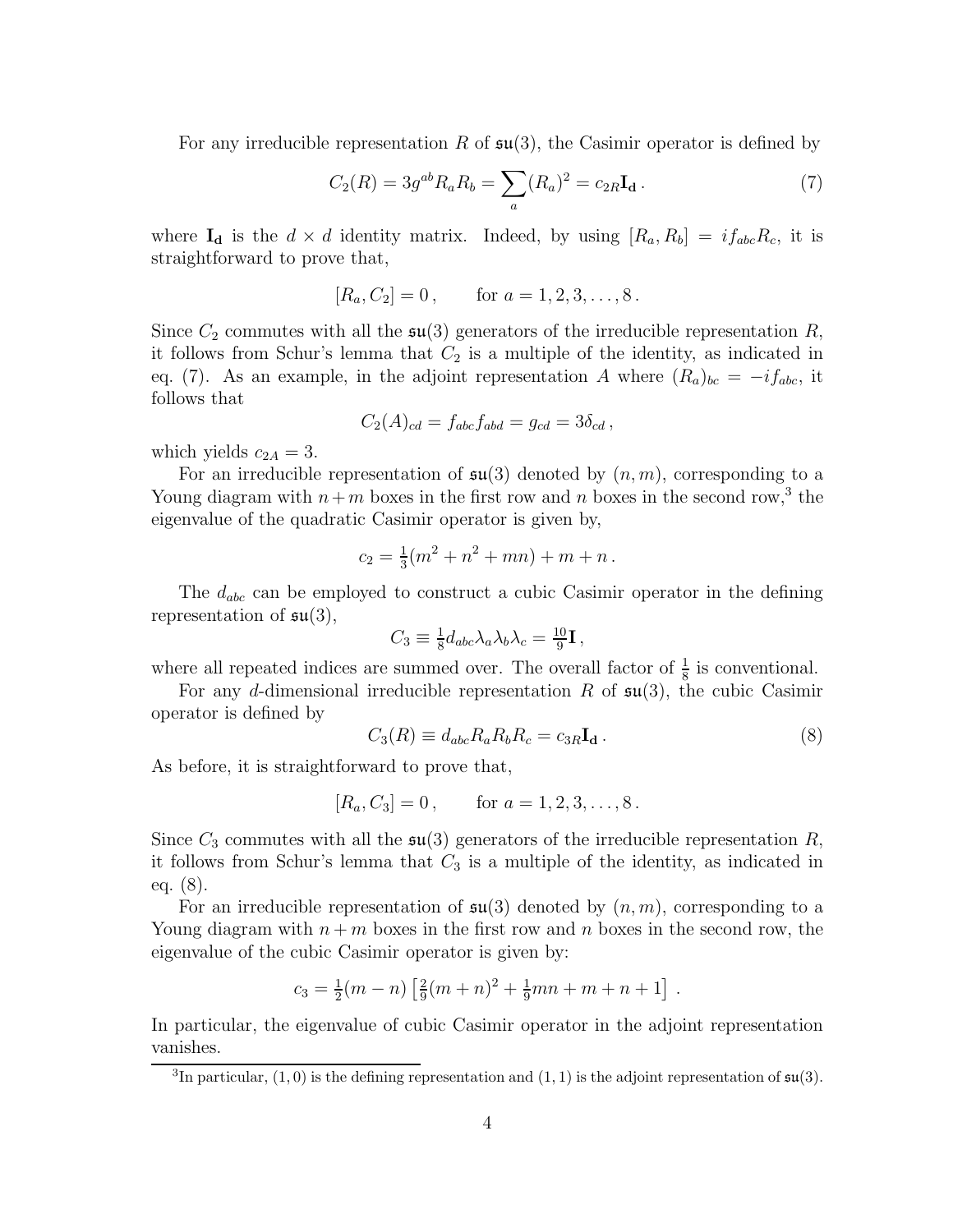For any irreducible representation $R$ of $\mathfrak{su}(3)$, the Casimir operator is defined by

$$C_2(R) = 3g^{ab}R_aR_b = \sum_a (R_a)^2 = c_{2R}\mathbf{I_d}\,. \tag{7}$$

where $\mathbf{I_d}$ is the $d \times d$ identity matrix. Indeed, by using $[R_a, R_b] = if_{abc}R_c$, it is straightforward to prove that,

$$[R_a, C_2] = 0\,, \qquad \text{for } a = 1, 2, 3, \ldots, 8\,.$$

Since $C_2$ commutes with all the $\mathfrak{su}(3)$ generators of the irreducible representation $R$, it follows from Schur's lemma that $C_2$ is a multiple of the identity, as indicated in eq. (7). As an example, in the adjoint representation $A$ where $(R_a)_{bc} = -if_{abc}$, it follows that

$$C_2(A)_{cd} = f_{abc}f_{abd} = g_{cd} = 3\delta_{cd}\,,$$

which yields $c_{2A} = 3$.

For an irreducible representation of $\mathfrak{su}(3)$ denoted by $(n, m)$, corresponding to a Young diagram with $n+m$ boxes in the first row and $n$ boxes in the second row,[3] the eigenvalue of the quadratic Casimir operator is given by,

$$c_2 = \tfrac{1}{3}(m^2 + n^2 + mn) + m + n\,.$$

The $d_{abc}$ can be employed to construct a cubic Casimir operator in the defining representation of $\mathfrak{su}(3)$,

$$C_3 \equiv \tfrac{1}{8}d_{abc}\lambda_a\lambda_b\lambda_c = \tfrac{10}{9}\mathbf{I}\,,$$

where all repeated indices are summed over. The overall factor of $\frac{1}{8}$ is conventional.

For any $d$-dimensional irreducible representation $R$ of $\mathfrak{su}(3)$, the cubic Casimir operator is defined by

$$C_3(R) \equiv d_{abc}R_aR_bR_c = c_{3R}\mathbf{I_d}\,. \tag{8}$$

As before, it is straightforward to prove that,

$$[R_a, C_3] = 0\,, \qquad \text{for } a = 1, 2, 3, \ldots, 8\,.$$

Since $C_3$ commutes with all the $\mathfrak{su}(3)$ generators of the irreducible representation $R$, it follows from Schur's lemma that $C_3$ is a multiple of the identity, as indicated in eq. (8).

For an irreducible representation of $\mathfrak{su}(3)$ denoted by $(n, m)$, corresponding to a Young diagram with $n + m$ boxes in the first row and $n$ boxes in the second row, the eigenvalue of the cubic Casimir operator is given by:

$$c_3 = \tfrac{1}{2}(m - n)\left[\tfrac{2}{9}(m + n)^2 + \tfrac{1}{9}mn + m + n + 1\right]\,.$$

In particular, the eigenvalue of cubic Casimir operator in the adjoint representation vanishes.

[3] In particular, $(1, 0)$ is the defining representation and $(1, 1)$ is the adjoint representation of $\mathfrak{su}(3)$.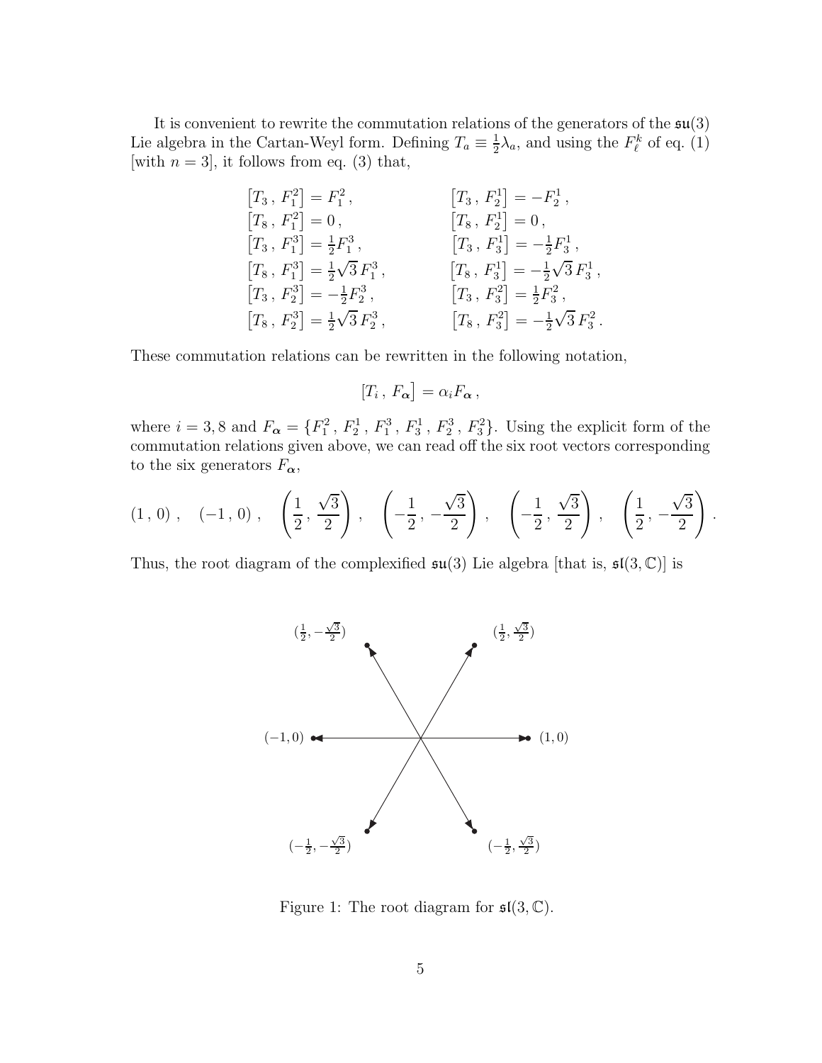It is convenient to rewrite the commutation relations of the generators of the $\mathfrak{su}(3)$ Lie algebra in the Cartan-Weyl form. Defining $T_a \equiv \frac{1}{2}\lambda_a$, and using the $F^k_\ell$ of eq. (1) [with $n = 3$], it follows from eq. (3) that,

$$
\begin{aligned}
&\big[T_3\,,\,F^2_1\big] = F^2_1\,, &\qquad &\big[T_3\,,\,F^1_2\big] = -F^1_2\,,\\
&\big[T_8\,,\,F^2_1\big] = 0\,, & &\big[T_8\,,\,F^1_2\big] = 0\,,\\
&\big[T_3\,,\,F^3_1\big] = \tfrac{1}{2}F^3_1\,, & &\big[T_3\,,\,F^1_3\big] = -\tfrac{1}{2}F^1_3\,,\\
&\big[T_8\,,\,F^3_1\big] = \tfrac{1}{2}\sqrt{3}\,F^3_1\,, & &\big[T_8\,,\,F^1_3\big] = -\tfrac{1}{2}\sqrt{3}\,F^1_3\,,\\
&\big[T_3\,,\,F^3_2\big] = -\tfrac{1}{2}F^3_2\,, & &\big[T_3\,,\,F^2_3\big] = \tfrac{1}{2}F^2_3\,,\\
&\big[T_8\,,\,F^3_2\big] = \tfrac{1}{2}\sqrt{3}\,F^3_2\,, & &\big[T_8\,,\,F^2_3\big] = -\tfrac{1}{2}\sqrt{3}\,F^2_3\,.
\end{aligned}
$$

These commutation relations can be rewritten in the following notation,

$$
\big[T_i\,,\,F_{\boldsymbol{\alpha}}\big] = \alpha_i F_{\boldsymbol{\alpha}}\,,
$$

where $i = 3, 8$ and $F_{\boldsymbol{\alpha}} = \{F^2_1\,,\,F^1_2\,,\,F^3_1\,,\,F^1_3\,,\,F^3_2\,,\,F^2_3\}$. Using the explicit form of the commutation relations given above, we can read off the six root vectors corresponding to the six generators $F_{\boldsymbol{\alpha}}$,

$$
(1\,,\,0)\,,\quad (-1\,,\,0)\,,\quad \left(\frac{1}{2}\,,\,\frac{\sqrt{3}}{2}\right)\,,\quad \left(-\frac{1}{2}\,,\,-\frac{\sqrt{3}}{2}\right)\,,\quad \left(-\frac{1}{2}\,,\,\frac{\sqrt{3}}{2}\right)\,,\quad \left(\frac{1}{2}\,,\,-\frac{\sqrt{3}}{2}\right)\,.
$$

Thus, the root diagram of the complexified $\mathfrak{su}(3)$ Lie algebra [that is, $\mathfrak{sl}(3,\mathbb{C})$] is

$(\frac{1}{2}, -\frac{\sqrt{3}}{2})$

$(\frac{1}{2}, \frac{\sqrt{3}}{2})$

$(-1, 0)$

$(1, 0)$

$(-\frac{1}{2}, -\frac{\sqrt{3}}{2})$

$(-\frac{1}{2}, \frac{\sqrt{3}}{2})$

Figure 1: The root diagram for $\mathfrak{sl}(3,\mathbb{C})$.